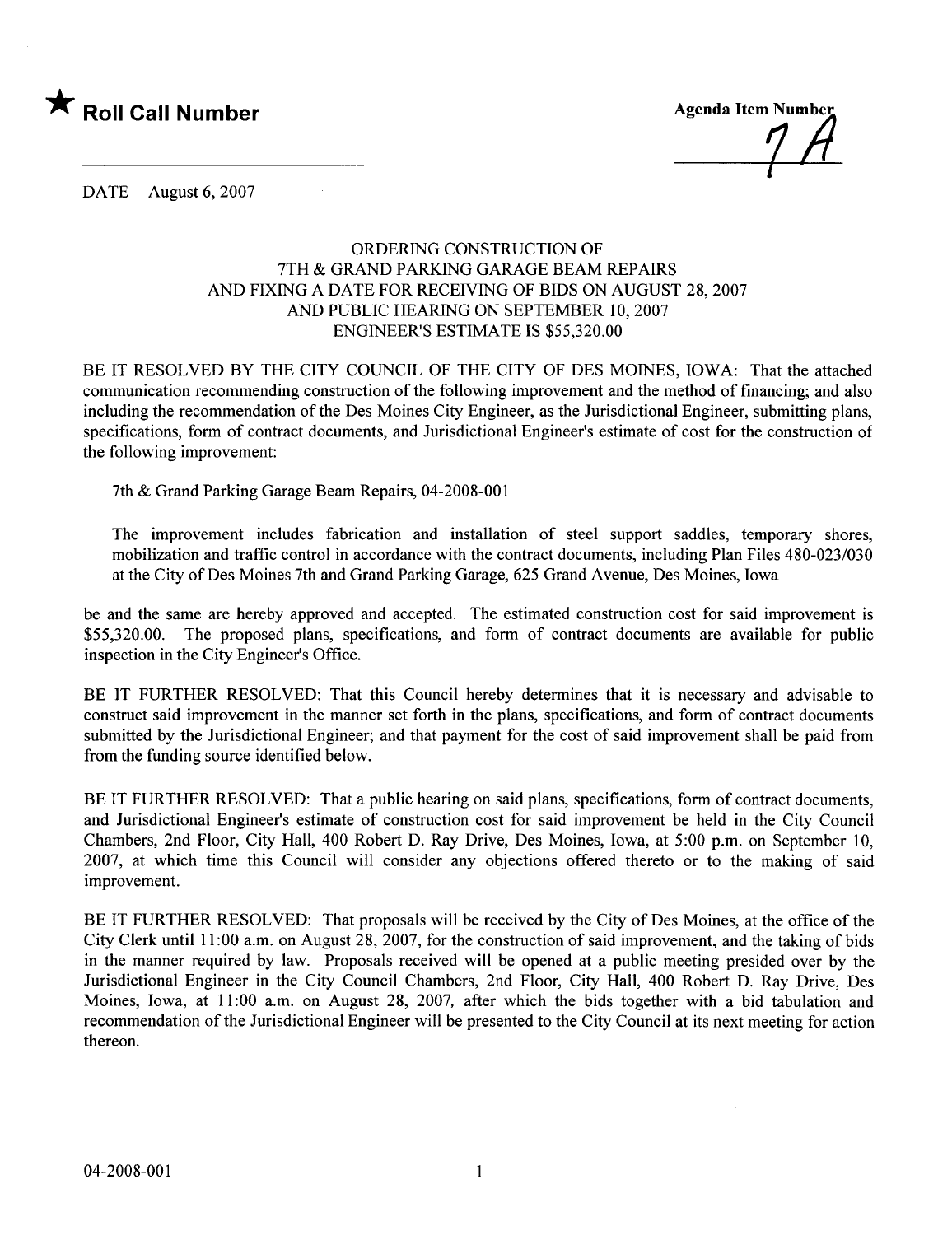★ **Roll Call Number**

Agenda Item Number 7A

DATE August 6, 2007

ORDERING CONSTRUCTION OF
7TH & GRAND PARKING GARAGE BEAM REPAIRS
AND FIXING A DATE FOR RECEIVING OF BIDS ON AUGUST 28, 2007
AND PUBLIC HEARING ON SEPTEMBER 10, 2007
ENGINEER'S ESTIMATE IS $55,320.00

BE IT RESOLVED BY THE CITY COUNCIL OF THE CITY OF DES MOINES, IOWA: That the attached communication recommending construction of the following improvement and the method of financing; and also including the recommendation of the Des Moines City Engineer, as the Jurisdictional Engineer, submitting plans, specifications, form of contract documents, and Jurisdictional Engineer's estimate of cost for the construction of the following improvement:

7th & Grand Parking Garage Beam Repairs, 04-2008-001

The improvement includes fabrication and installation of steel support saddles, temporary shores, mobilization and traffic control in accordance with the contract documents, including Plan Files 480-023/030 at the City of Des Moines 7th and Grand Parking Garage, 625 Grand Avenue, Des Moines, Iowa

be and the same are hereby approved and accepted. The estimated construction cost for said improvement is $55,320.00. The proposed plans, specifications, and form of contract documents are available for public inspection in the City Engineer's Office.

BE IT FURTHER RESOLVED: That this Council hereby determines that it is necessary and advisable to construct said improvement in the manner set forth in the plans, specifications, and form of contract documents submitted by the Jurisdictional Engineer; and that payment for the cost of said improvement shall be paid from from the funding source identified below.

BE IT FURTHER RESOLVED: That a public hearing on said plans, specifications, form of contract documents, and Jurisdictional Engineer's estimate of construction cost for said improvement be held in the City Council Chambers, 2nd Floor, City Hall, 400 Robert D. Ray Drive, Des Moines, Iowa, at 5:00 p.m. on September 10, 2007, at which time this Council will consider any objections offered thereto or to the making of said improvement.

BE IT FURTHER RESOLVED: That proposals will be received by the City of Des Moines, at the office of the City Clerk until 11:00 a.m. on August 28, 2007, for the construction of said improvement, and the taking of bids in the manner required by law. Proposals received will be opened at a public meeting presided over by the Jurisdictional Engineer in the City Council Chambers, 2nd Floor, City Hall, 400 Robert D. Ray Drive, Des Moines, Iowa, at 11:00 a.m. on August 28, 2007, after which the bids together with a bid tabulation and recommendation of the Jurisdictional Engineer will be presented to the City Council at its next meeting for action thereon.

04-2008-001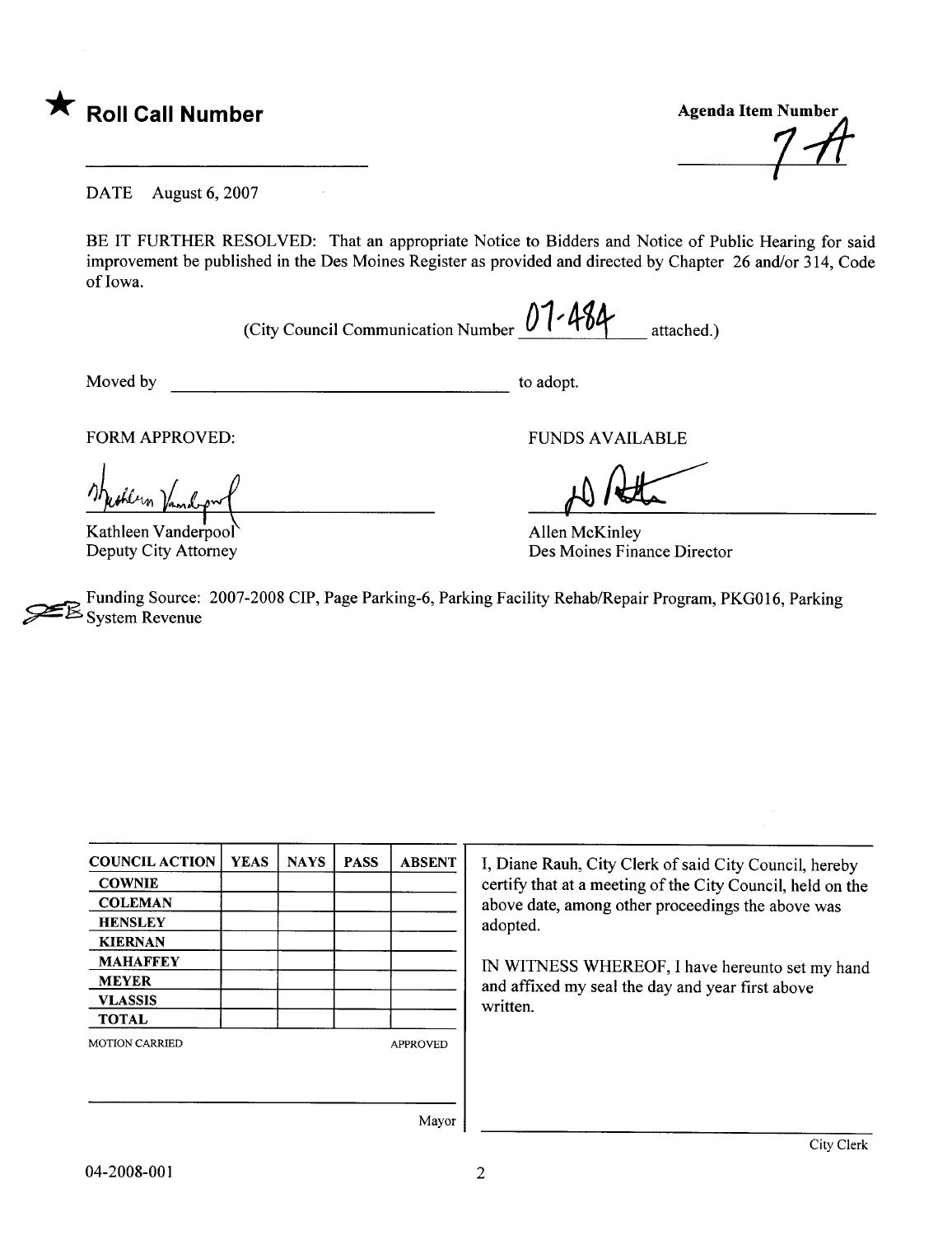★ **Roll Call Number**

________________________

**Agenda Item Number**

7A

DATE August 6, 2007

BE IT FURTHER RESOLVED: That an appropriate Notice to Bidders and Notice of Public Hearing for said improvement be published in the Des Moines Register as provided and directed by Chapter 26 and/or 314, Code of Iowa.

(City Council Communication Number 07-484 attached.)

Moved by ________________________________ to adopt.

FORM APPROVED:

Kathleen Vanderpool
Deputy City Attorney

FUNDS AVAILABLE

Allen McKinley
Des Moines Finance Director

Funding Source: 2007-2008 CIP, Page Parking-6, Parking Facility Rehab/Repair Program, PKG016, Parking System Revenue

| COUNCIL ACTION | YEAS | NAYS | PASS | ABSENT |
|---|---|---|---|---|
| COWNIE | | | | |
| COLEMAN | | | | |
| HENSLEY | | | | |
| KIERNAN | | | | |
| MAHAFFEY | | | | |
| MEYER | | | | |
| VLASSIS | | | | |
| TOTAL | | | | |

MOTION CARRIED APPROVED

________________________________ Mayor

I, Diane Rauh, City Clerk of said City Council, hereby certify that at a meeting of the City Council, held on the above date, among other proceedings the above was adopted.

IN WITNESS WHEREOF, I have hereunto set my hand and affixed my seal the day and year first above written.

________________________________ City Clerk

04-2008-001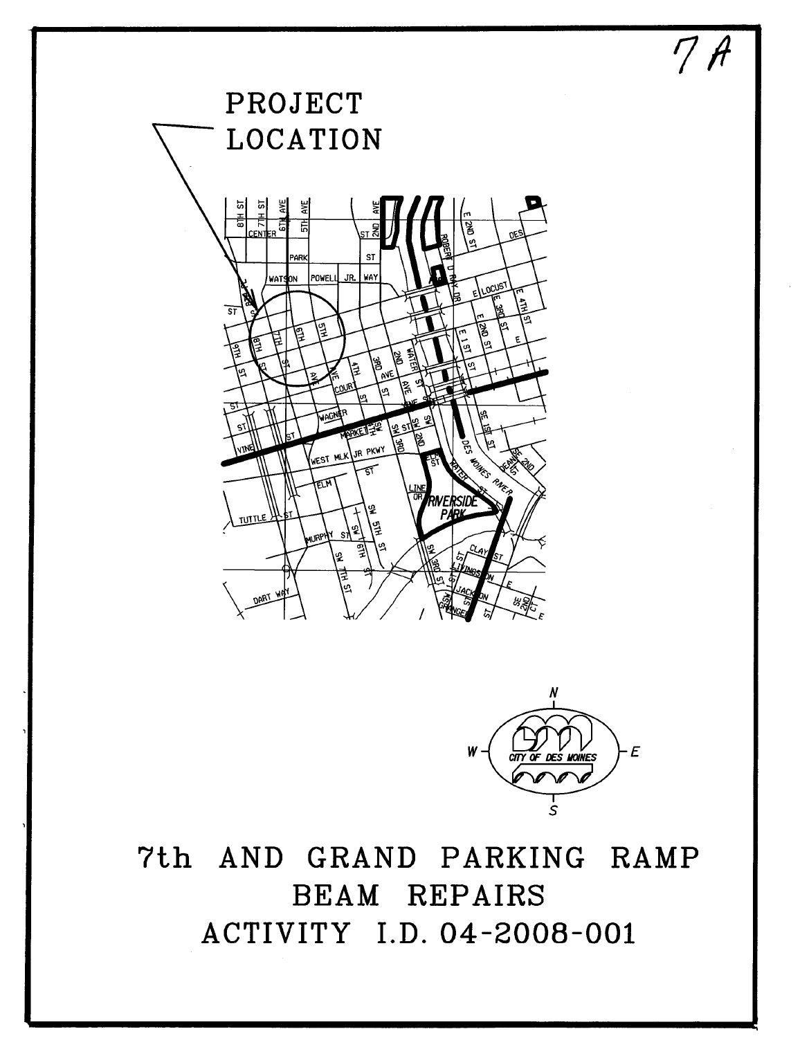7A

PROJECT LOCATION

# 7th AND GRAND PARKING RAMP BEAM REPAIRS

# ACTIVITY I.D. 04-2008-001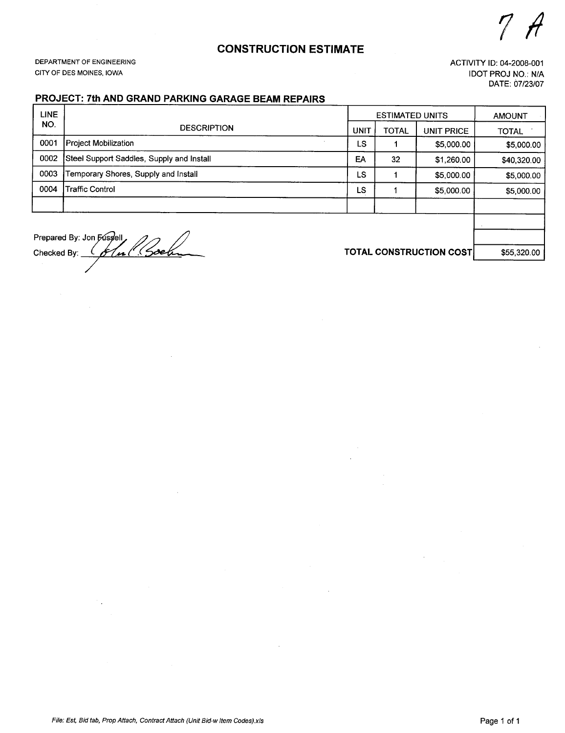7 A

# CONSTRUCTION ESTIMATE

DEPARTMENT OF ENGINEERING
CITY OF DES MOINES, IOWA

ACTIVITY ID: 04-2008-001
IDOT PROJ NO.: N/A
DATE: 07/23/07

## PROJECT: 7th AND GRAND PARKING GARAGE BEAM REPAIRS

| LINE NO. | DESCRIPTION | ESTIMATED UNITS | | | AMOUNT |
|---|---|---|---|---|---|
| | | UNIT | TOTAL | UNIT PRICE | TOTAL |
| 0001 | Project Mobilization | LS | 1 | $5,000.00 | $5,000.00 |
| 0002 | Steel Support Saddles, Supply and Install | EA | 32 | $1,260.00 | $40,320.00 |
| 0003 | Temporary Shores, Supply and Install | LS | 1 | $5,000.00 | $5,000.00 |
| 0004 | Traffic Control | LS | 1 | $5,000.00 | $5,000.00 |
| | | | | | |
| | | | | **TOTAL CONSTRUCTION COST** | $55,320.00 |

Prepared By: Jon Fussell
Checked By: [signature]

*File: Est, Bid tab, Prop Attach, Contract Attach (Unit Bid-w Item Codes).xls*